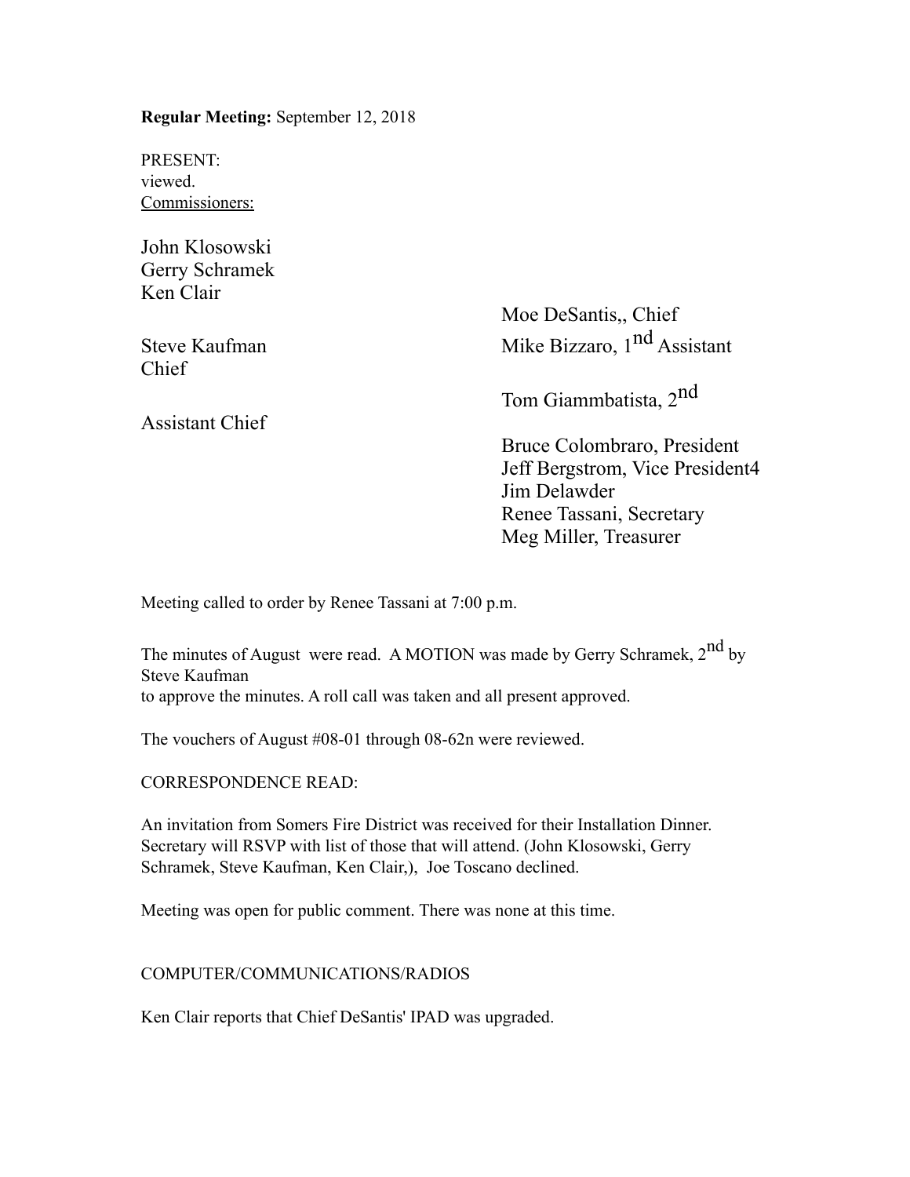**Regular Meeting:** September 12, 2018

PRESENT:
viewed.
Commissioners:

John Klosowski
Gerry Schramek
Ken Clair

Steve Kaufman
Chief

Assistant Chief

Moe DeSantis,, Chief
Mike Bizzaro, 1nd Assistant

Tom Giammbatista, 2nd

Bruce Colombraro, President
Jeff Bergstrom, Vice President4
Jim Delawder
Renee Tassani, Secretary
Meg Miller, Treasurer

Meeting called to order by Renee Tassani at 7:00 p.m.

The minutes of August were read. A MOTION was made by Gerry Schramek, 2nd by Steve Kaufman
to approve the minutes. A roll call was taken and all present approved.

The vouchers of August #08-01 through 08-62n were reviewed.

CORRESPONDENCE READ:

An invitation from Somers Fire District was received for their Installation Dinner. Secretary will RSVP with list of those that will attend. (John Klosowski, Gerry Schramek, Steve Kaufman, Ken Clair,), Joe Toscano declined.

Meeting was open for public comment. There was none at this time.

COMPUTER/COMMUNICATIONS/RADIOS

Ken Clair reports that Chief DeSantis' IPAD was upgraded.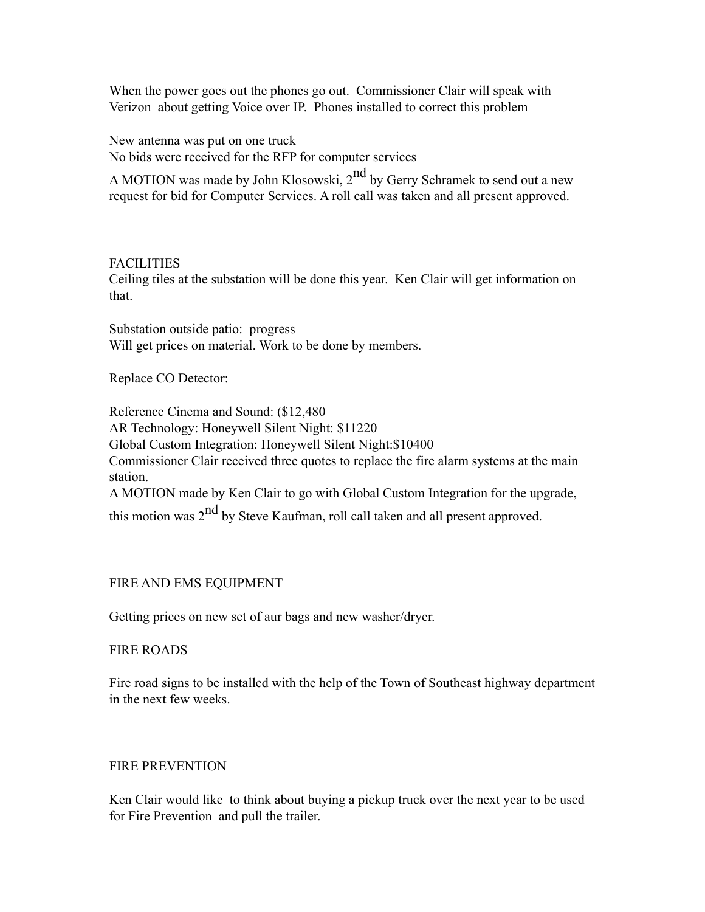When the power goes out the phones go out. Commissioner Clair will speak with Verizon about getting Voice over IP. Phones installed to correct this problem

New antenna was put on one truck
No bids were received for the RFP for computer services

A MOTION was made by John Klosowski, 2nd by Gerry Schramek to send out a new request for bid for Computer Services. A roll call was taken and all present approved.

FACILITIES

Ceiling tiles at the substation will be done this year. Ken Clair will get information on that.

Substation outside patio: progress
Will get prices on material. Work to be done by members.

Replace CO Detector:

Reference Cinema and Sound: ($12,480
AR Technology: Honeywell Silent Night: $11220
Global Custom Integration: Honeywell Silent Night:$10400
Commissioner Clair received three quotes to replace the fire alarm systems at the main station.
A MOTION made by Ken Clair to go with Global Custom Integration for the upgrade, this motion was 2nd by Steve Kaufman, roll call taken and all present approved.

FIRE AND EMS EQUIPMENT

Getting prices on new set of aur bags and new washer/dryer.

FIRE ROADS

Fire road signs to be installed with the help of the Town of Southeast highway department in the next few weeks.

FIRE PREVENTION

Ken Clair would like to think about buying a pickup truck over the next year to be used for Fire Prevention and pull the trailer.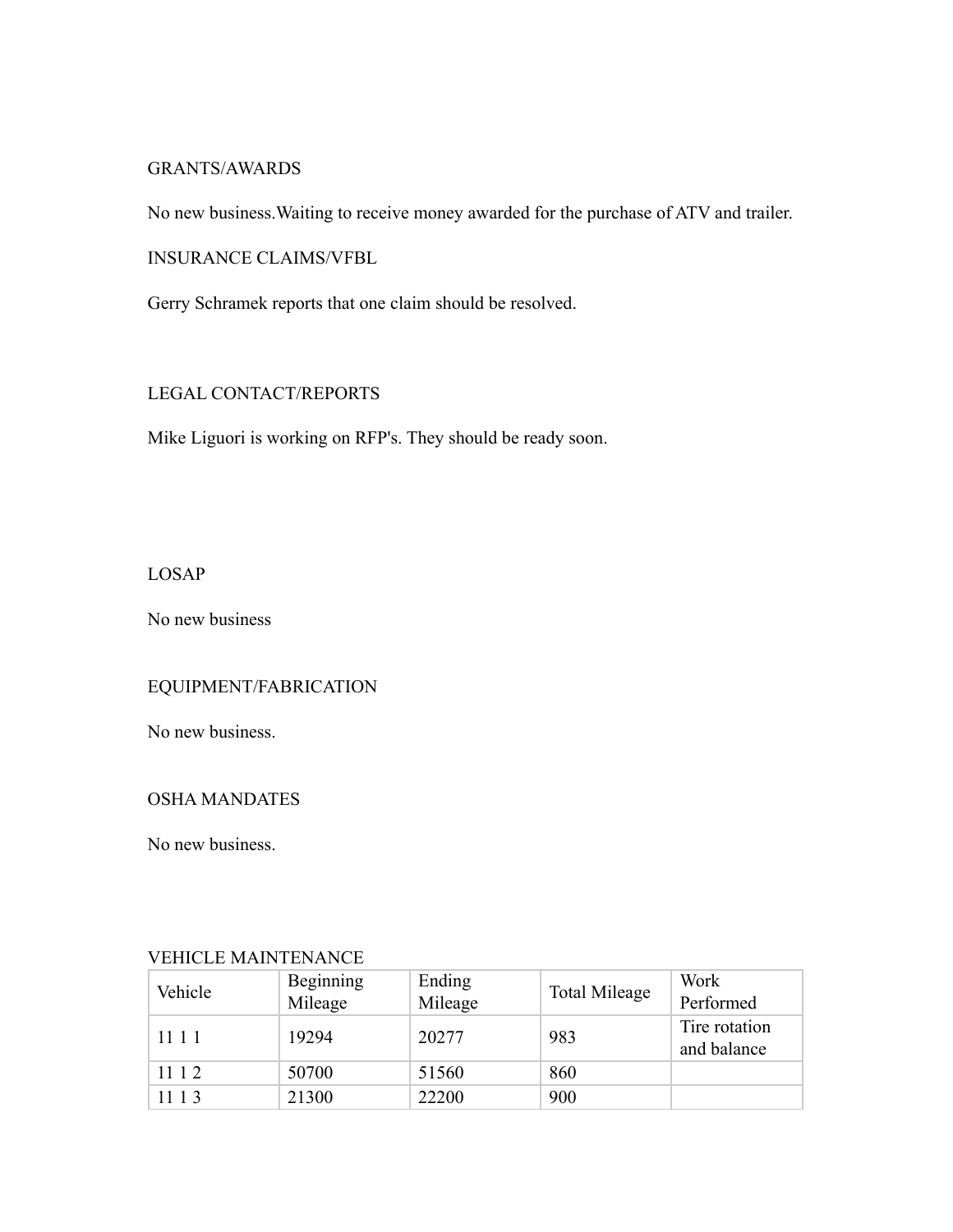## GRANTS/AWARDS

No new business.Waiting to receive money awarded for the purchase of ATV and trailer.

## INSURANCE CLAIMS/VFBL

Gerry Schramek reports that one claim should be resolved.

## LEGAL CONTACT/REPORTS

Mike Liguori is working on RFP's. They should be ready soon.

## LOSAP

No new business

## EQUIPMENT/FABRICATION

No new business.

## OSHA MANDATES

No new business.

## VEHICLE MAINTENANCE

| Vehicle | Beginning Mileage | Ending Mileage | Total Mileage | Work Performed |
|---|---|---|---|---|
| 11 1 1 | 19294 | 20277 | 983 | Tire rotation and balance |
| 11 1 2 | 50700 | 51560 | 860 | |
| 11 1 3 | 21300 | 22200 | 900 | |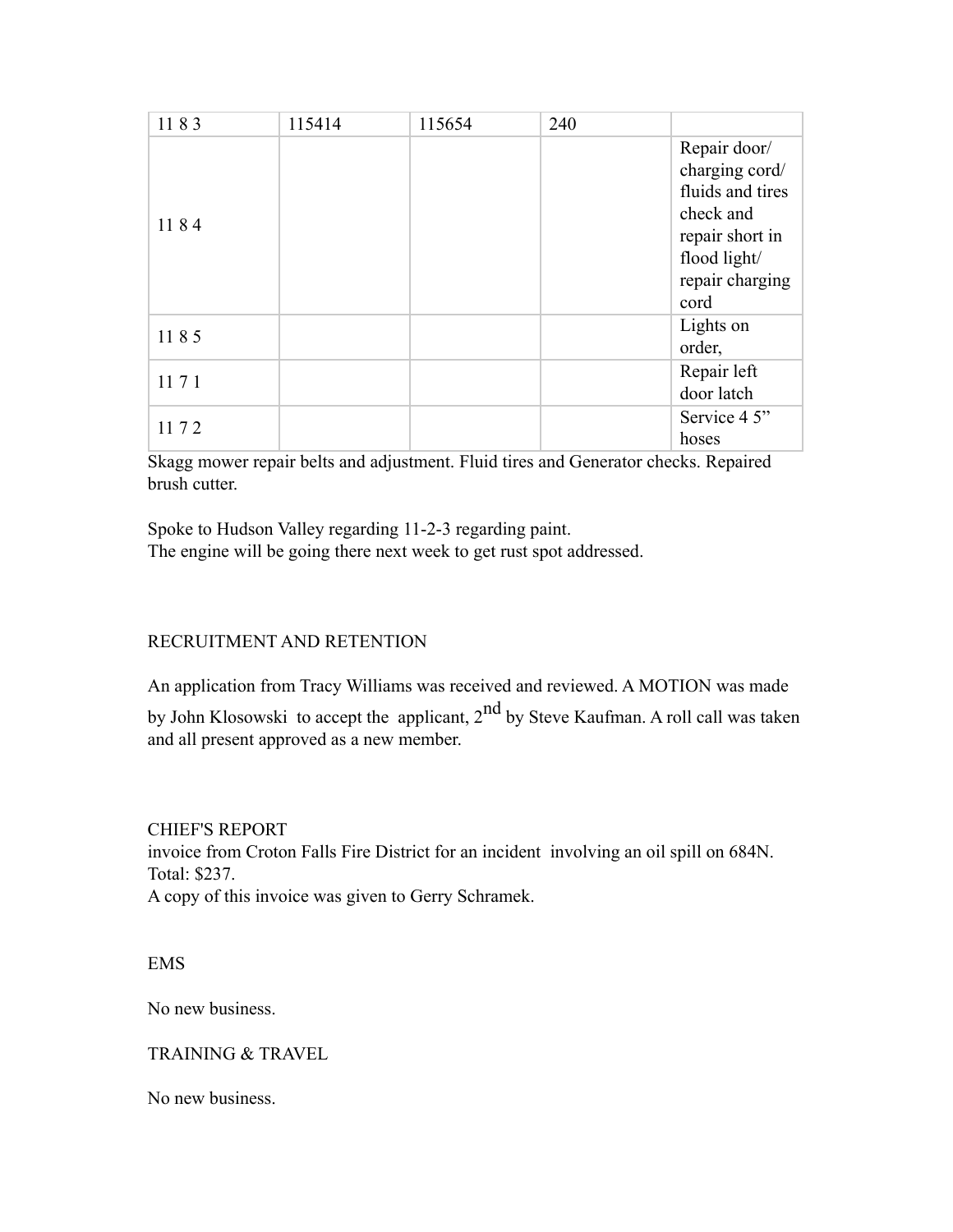| 11 8 3 | 115414 | 115654 | 240 | |
|---|---|---|---|---|
| 11 8 4 | | | | Repair door/ charging cord/ fluids and tires check and repair short in flood light/ repair charging cord |
| 11 8 5 | | | | Lights on order, |
| 11 7 1 | | | | Repair left door latch |
| 11 7 2 | | | | Service 4 5" hoses |

Skagg mower repair belts and adjustment. Fluid tires and Generator checks. Repaired brush cutter.

Spoke to Hudson Valley regarding 11-2-3 regarding paint.
The engine will be going there next week to get rust spot addressed.

RECRUITMENT AND RETENTION

An application from Tracy Williams was received and reviewed. A MOTION was made by John Klosowski to accept the applicant, 2nd by Steve Kaufman. A roll call was taken and all present approved as a new member.

CHIEF'S REPORT
invoice from Croton Falls Fire District for an incident involving an oil spill on 684N.
Total: $237.
A copy of this invoice was given to Gerry Schramek.

EMS

No new business.

TRAINING & TRAVEL

No new business.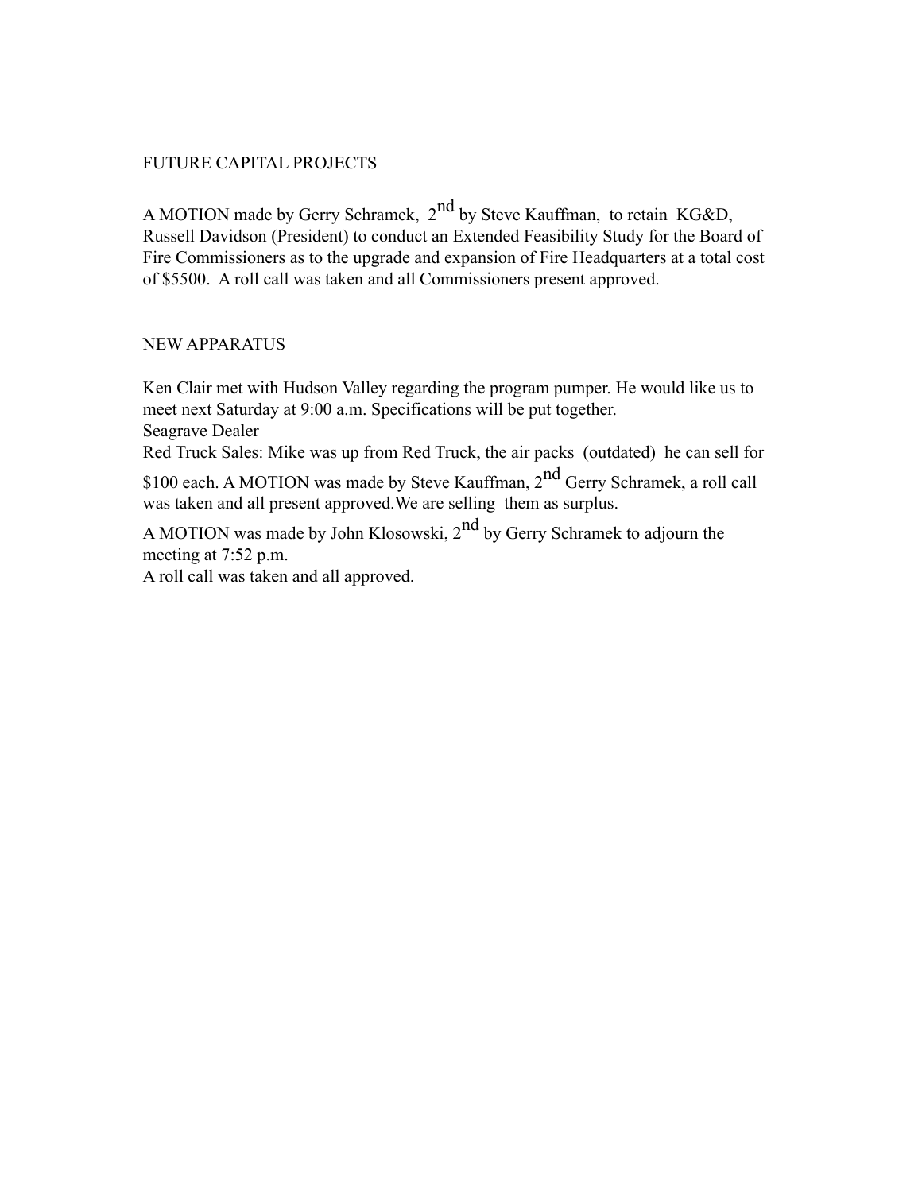## FUTURE CAPITAL PROJECTS

A MOTION made by Gerry Schramek, 2nd by Steve Kauffman, to retain KG&D, Russell Davidson (President) to conduct an Extended Feasibility Study for the Board of Fire Commissioners as to the upgrade and expansion of Fire Headquarters at a total cost of $5500. A roll call was taken and all Commissioners present approved.

## NEW APPARATUS

Ken Clair met with Hudson Valley regarding the program pumper. He would like us to meet next Saturday at 9:00 a.m. Specifications will be put together.
Seagrave Dealer
Red Truck Sales: Mike was up from Red Truck, the air packs (outdated) he can sell for $100 each. A MOTION was made by Steve Kauffman, 2nd Gerry Schramek, a roll call was taken and all present approved.We are selling them as surplus.

A MOTION was made by John Klosowski, 2nd by Gerry Schramek to adjourn the meeting at 7:52 p.m.
A roll call was taken and all approved.